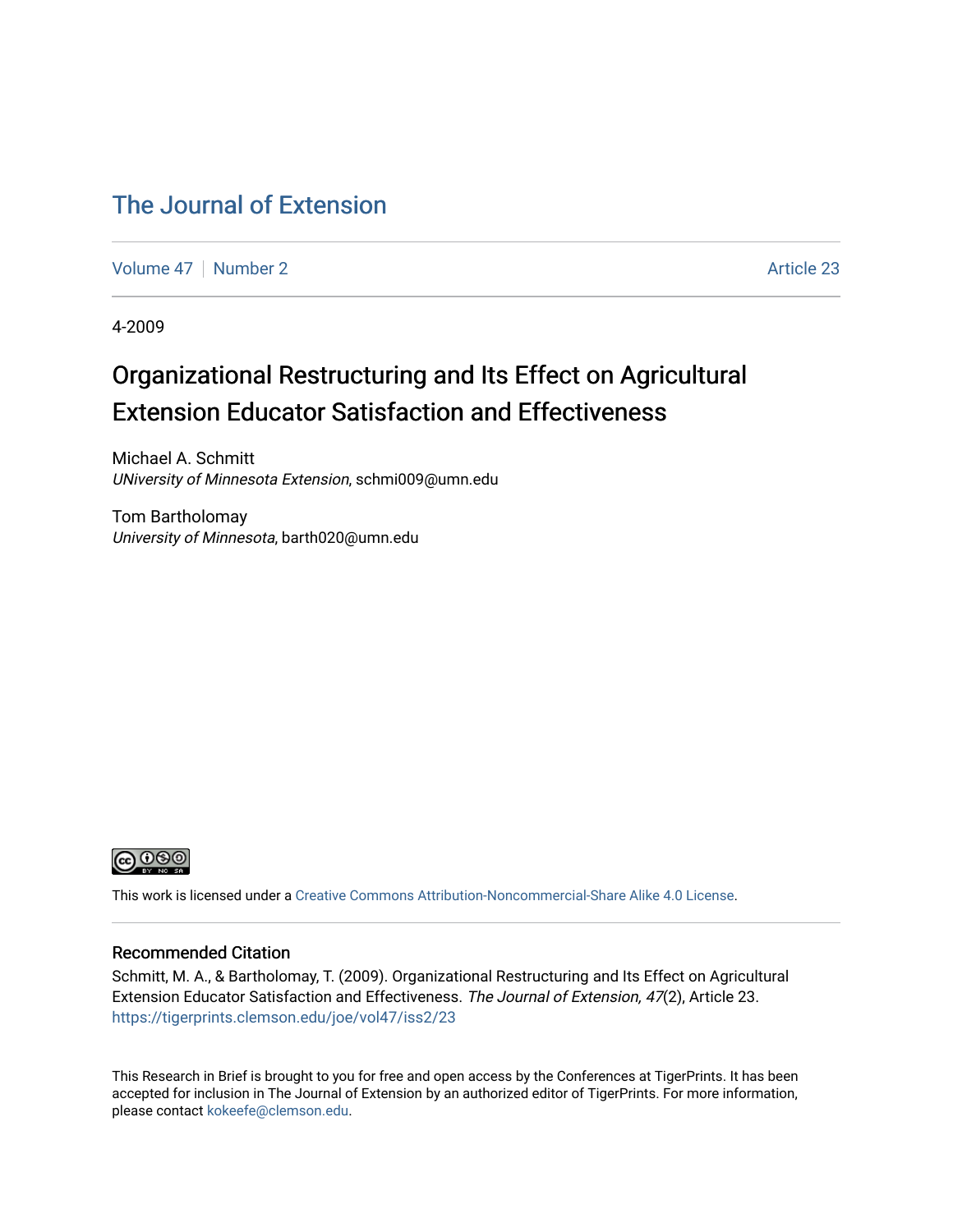# The Journal of Extension

Volume 47 | Number 2 | Article 23

4-2009

## Organizational Restructuring and Its Effect on Agricultural Extension Educator Satisfaction and Effectiveness

Michael A. Schmitt
*UNiversity of Minnesota Extension*, schmi009@umn.edu

Tom Bartholomay
*University of Minnesota*, barth020@umn.edu

This work is licensed under a Creative Commons Attribution-Noncommercial-Share Alike 4.0 License.

### Recommended Citation

Schmitt, M. A., & Bartholomay, T. (2009). Organizational Restructuring and Its Effect on Agricultural Extension Educator Satisfaction and Effectiveness. *The Journal of Extension, 47*(2), Article 23. https://tigerprints.clemson.edu/joe/vol47/iss2/23

This Research in Brief is brought to you for free and open access by the Conferences at TigerPrints. It has been accepted for inclusion in The Journal of Extension by an authorized editor of TigerPrints. For more information, please contact kokeefe@clemson.edu.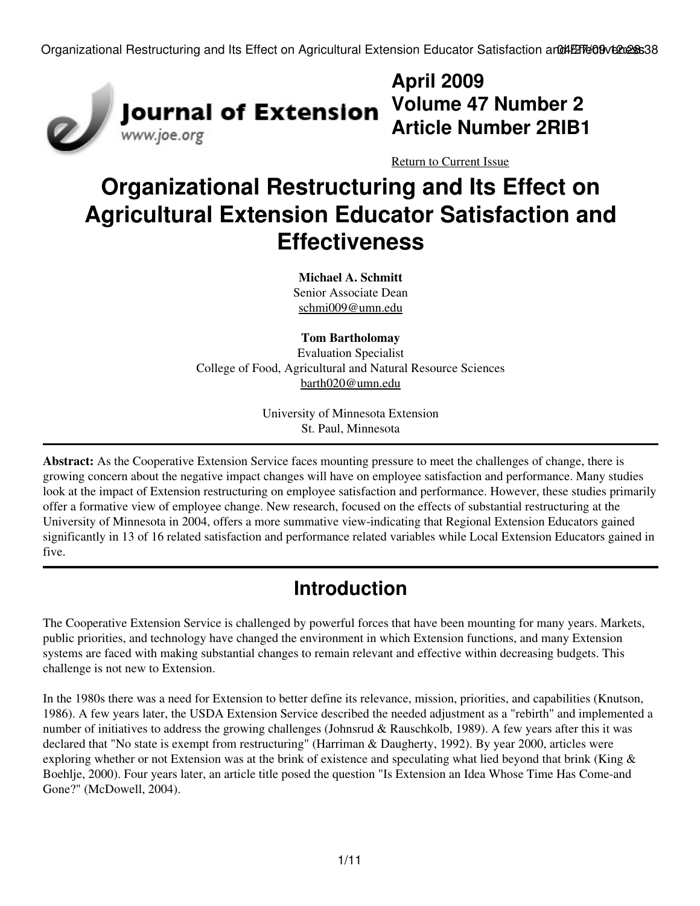# Organizational Restructuring and Its Effect on Agricultural Extension Educator Satisfaction and Effectiveness

**Michael A. Schmitt**
Senior Associate Dean
schmi009@umn.edu

**Tom Bartholomay**
Evaluation Specialist
College of Food, Agricultural and Natural Resource Sciences
barth020@umn.edu

University of Minnesota Extension
St. Paul, Minnesota

**Abstract:** As the Cooperative Extension Service faces mounting pressure to meet the challenges of change, there is growing concern about the negative impact changes will have on employee satisfaction and performance. Many studies look at the impact of Extension restructuring on employee satisfaction and performance. However, these studies primarily offer a formative view of employee change. New research, focused on the effects of substantial restructuring at the University of Minnesota in 2004, offers a more summative view-indicating that Regional Extension Educators gained significantly in 13 of 16 related satisfaction and performance related variables while Local Extension Educators gained in five.

## Introduction

The Cooperative Extension Service is challenged by powerful forces that have been mounting for many years. Markets, public priorities, and technology have changed the environment in which Extension functions, and many Extension systems are faced with making substantial changes to remain relevant and effective within decreasing budgets. This challenge is not new to Extension.

In the 1980s there was a need for Extension to better define its relevance, mission, priorities, and capabilities (Knutson, 1986). A few years later, the USDA Extension Service described the needed adjustment as a "rebirth" and implemented a number of initiatives to address the growing challenges (Johnsrud & Rauschkolb, 1989). A few years after this it was declared that "No state is exempt from restructuring" (Harriman & Daugherty, 1992). By year 2000, articles were exploring whether or not Extension was at the brink of existence and speculating what lied beyond that brink (King & Boehlje, 2000). Four years later, an article title posed the question "Is Extension an Idea Whose Time Has Come-and Gone?" (McDowell, 2004).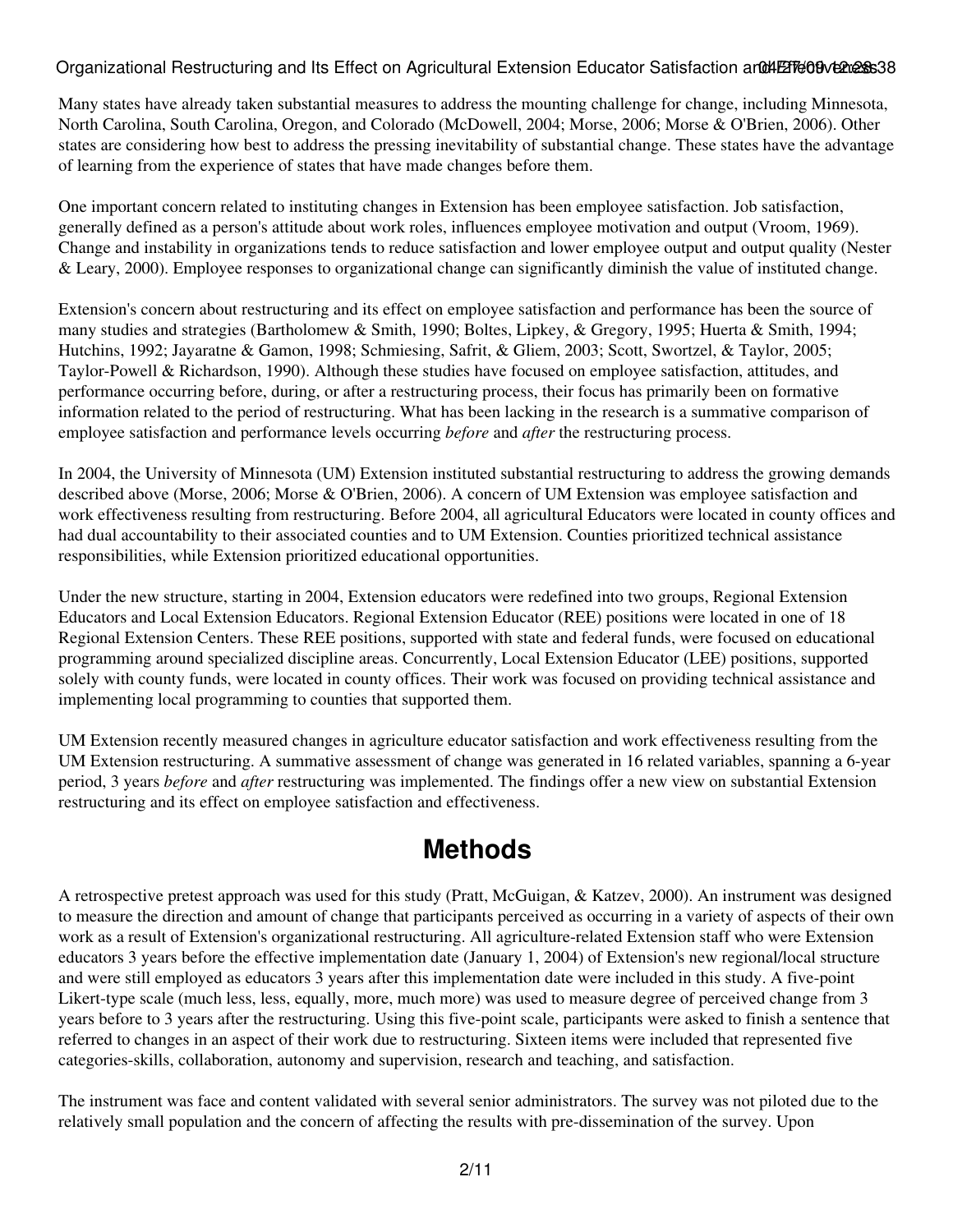Many states have already taken substantial measures to address the mounting challenge for change, including Minnesota, North Carolina, South Carolina, Oregon, and Colorado (McDowell, 2004; Morse, 2006; Morse & O'Brien, 2006). Other states are considering how best to address the pressing inevitability of substantial change. These states have the advantage of learning from the experience of states that have made changes before them.

One important concern related to instituting changes in Extension has been employee satisfaction. Job satisfaction, generally defined as a person's attitude about work roles, influences employee motivation and output (Vroom, 1969). Change and instability in organizations tends to reduce satisfaction and lower employee output and output quality (Nester & Leary, 2000). Employee responses to organizational change can significantly diminish the value of instituted change.

Extension's concern about restructuring and its effect on employee satisfaction and performance has been the source of many studies and strategies (Bartholomew & Smith, 1990; Boltes, Lipkey, & Gregory, 1995; Huerta & Smith, 1994; Hutchins, 1992; Jayaratne & Gamon, 1998; Schmiesing, Safrit, & Gliem, 2003; Scott, Swortzel, & Taylor, 2005; Taylor-Powell & Richardson, 1990). Although these studies have focused on employee satisfaction, attitudes, and performance occurring before, during, or after a restructuring process, their focus has primarily been on formative information related to the period of restructuring. What has been lacking in the research is a summative comparison of employee satisfaction and performance levels occurring *before* and *after* the restructuring process.

In 2004, the University of Minnesota (UM) Extension instituted substantial restructuring to address the growing demands described above (Morse, 2006; Morse & O'Brien, 2006). A concern of UM Extension was employee satisfaction and work effectiveness resulting from restructuring. Before 2004, all agricultural Educators were located in county offices and had dual accountability to their associated counties and to UM Extension. Counties prioritized technical assistance responsibilities, while Extension prioritized educational opportunities.

Under the new structure, starting in 2004, Extension educators were redefined into two groups, Regional Extension Educators and Local Extension Educators. Regional Extension Educator (REE) positions were located in one of 18 Regional Extension Centers. These REE positions, supported with state and federal funds, were focused on educational programming around specialized discipline areas. Concurrently, Local Extension Educator (LEE) positions, supported solely with county funds, were located in county offices. Their work was focused on providing technical assistance and implementing local programming to counties that supported them.

UM Extension recently measured changes in agriculture educator satisfaction and work effectiveness resulting from the UM Extension restructuring. A summative assessment of change was generated in 16 related variables, spanning a 6-year period, 3 years *before* and *after* restructuring was implemented. The findings offer a new view on substantial Extension restructuring and its effect on employee satisfaction and effectiveness.

# Methods

A retrospective pretest approach was used for this study (Pratt, McGuigan, & Katzev, 2000). An instrument was designed to measure the direction and amount of change that participants perceived as occurring in a variety of aspects of their own work as a result of Extension's organizational restructuring. All agriculture-related Extension staff who were Extension educators 3 years before the effective implementation date (January 1, 2004) of Extension's new regional/local structure and were still employed as educators 3 years after this implementation date were included in this study. A five-point Likert-type scale (much less, less, equally, more, much more) was used to measure degree of perceived change from 3 years before to 3 years after the restructuring. Using this five-point scale, participants were asked to finish a sentence that referred to changes in an aspect of their work due to restructuring. Sixteen items were included that represented five categories-skills, collaboration, autonomy and supervision, research and teaching, and satisfaction.

The instrument was face and content validated with several senior administrators. The survey was not piloted due to the relatively small population and the concern of affecting the results with pre-dissemination of the survey. Upon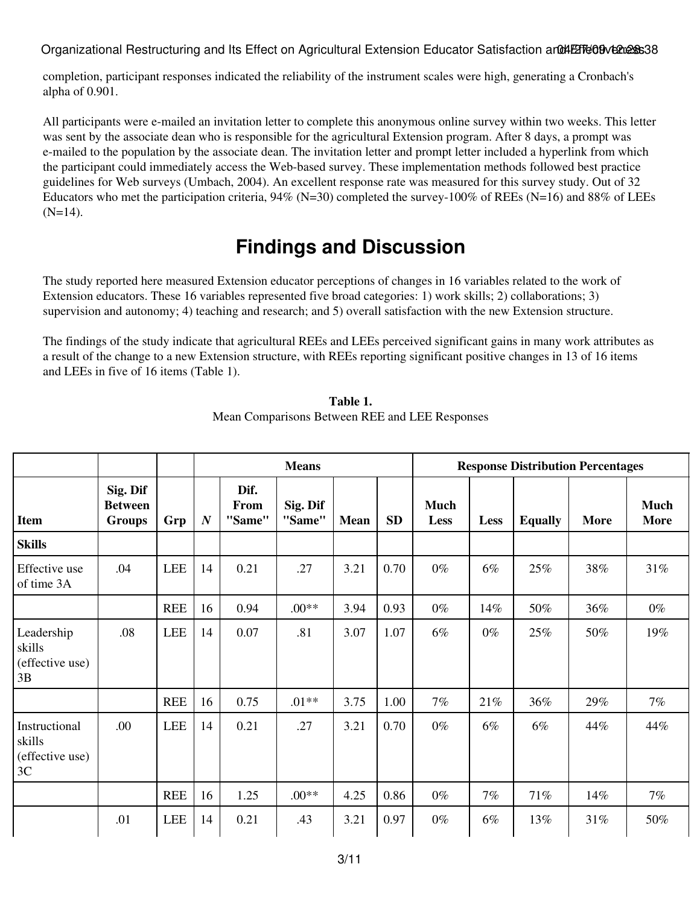completion, participant responses indicated the reliability of the instrument scales were high, generating a Cronbach's alpha of 0.901.

All participants were e-mailed an invitation letter to complete this anonymous online survey within two weeks. This letter was sent by the associate dean who is responsible for the agricultural Extension program. After 8 days, a prompt was e-mailed to the population by the associate dean. The invitation letter and prompt letter included a hyperlink from which the participant could immediately access the Web-based survey. These implementation methods followed best practice guidelines for Web surveys (Umbach, 2004). An excellent response rate was measured for this survey study. Out of 32 Educators who met the participation criteria, 94% (N=30) completed the survey-100% of REEs (N=16) and 88% of LEEs (N=14).

# Findings and Discussion

The study reported here measured Extension educator perceptions of changes in 16 variables related to the work of Extension educators. These 16 variables represented five broad categories: 1) work skills; 2) collaborations; 3) supervision and autonomy; 4) teaching and research; and 5) overall satisfaction with the new Extension structure.

The findings of the study indicate that agricultural REEs and LEEs perceived significant gains in many work attributes as a result of the change to a new Extension structure, with REEs reporting significant positive changes in 13 of 16 items and LEEs in five of 16 items (Table 1).

**Table 1.**
Mean Comparisons Between REE and LEE Responses

| | | | Means | | | | | Response Distribution Percentages | | | | |
|---|---|---|---|---|---|---|---|---|---|---|---|---|
| **Item** | **Sig. Dif Between Groups** | **Grp** | ***N*** | **Dif. From "Same"** | **Sig. Dif "Same"** | **Mean** | **SD** | **Much Less** | **Less** | **Equally** | **More** | **Much More** |
| **Skills** | | | | | | | | | | | | |
| Effective use of time 3A | .04 | LEE | 14 | 0.21 | .27 | 3.21 | 0.70 | 0% | 6% | 25% | 38% | 31% |
| | | REE | 16 | 0.94 | .00** | 3.94 | 0.93 | 0% | 14% | 50% | 36% | 0% |
| Leadership skills (effective use) 3B | .08 | LEE | 14 | 0.07 | .81 | 3.07 | 1.07 | 6% | 0% | 25% | 50% | 19% |
| | | REE | 16 | 0.75 | .01** | 3.75 | 1.00 | 7% | 21% | 36% | 29% | 7% |
| Instructional skills (effective use) 3C | .00 | LEE | 14 | 0.21 | .27 | 3.21 | 0.70 | 0% | 6% | 6% | 44% | 44% |
| | | REE | 16 | 1.25 | .00** | 4.25 | 0.86 | 0% | 7% | 71% | 14% | 7% |
| | .01 | LEE | 14 | 0.21 | .43 | 3.21 | 0.97 | 0% | 6% | 13% | 31% | 50% |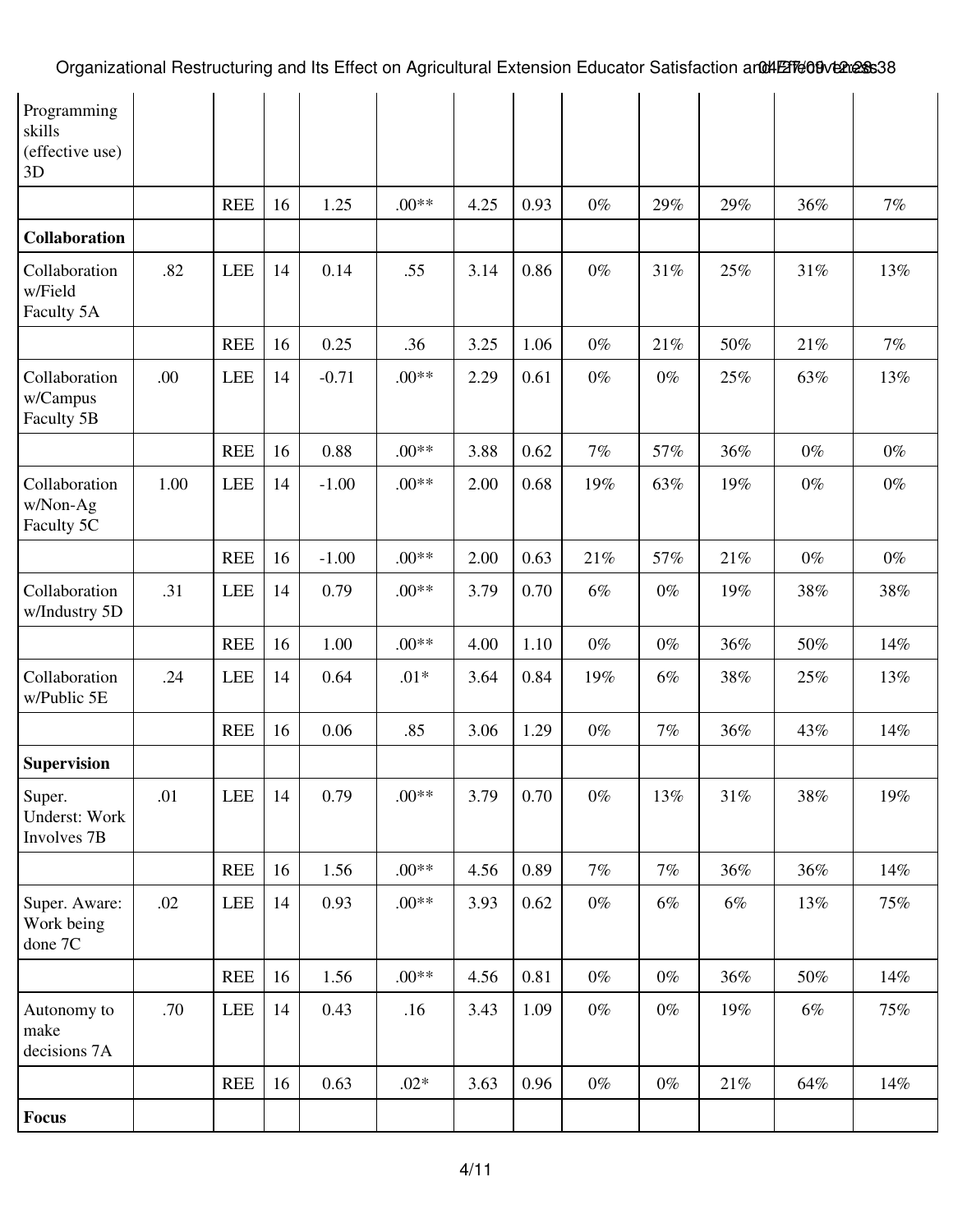| Programming skills (effective use) 3D | | | | | | | | | | | | |
|---|---|---|---|---|---|---|---|---|---|---|---|---|
| | | REE | 16 | 1.25 | .00** | 4.25 | 0.93 | 0% | 29% | 29% | 36% | 7% |
| **Collaboration** | | | | | | | | | | | | |
| Collaboration w/Field Faculty 5A | .82 | LEE | 14 | 0.14 | .55 | 3.14 | 0.86 | 0% | 31% | 25% | 31% | 13% |
| | | REE | 16 | 0.25 | .36 | 3.25 | 1.06 | 0% | 21% | 50% | 21% | 7% |
| Collaboration w/Campus Faculty 5B | .00 | LEE | 14 | -0.71 | .00** | 2.29 | 0.61 | 0% | 0% | 25% | 63% | 13% |
| | | REE | 16 | 0.88 | .00** | 3.88 | 0.62 | 7% | 57% | 36% | 0% | 0% |
| Collaboration w/Non-Ag Faculty 5C | 1.00 | LEE | 14 | -1.00 | .00** | 2.00 | 0.68 | 19% | 63% | 19% | 0% | 0% |
| | | REE | 16 | -1.00 | .00** | 2.00 | 0.63 | 21% | 57% | 21% | 0% | 0% |
| Collaboration w/Industry 5D | .31 | LEE | 14 | 0.79 | .00** | 3.79 | 0.70 | 6% | 0% | 19% | 38% | 38% |
| | | REE | 16 | 1.00 | .00** | 4.00 | 1.10 | 0% | 0% | 36% | 50% | 14% |
| Collaboration w/Public 5E | .24 | LEE | 14 | 0.64 | .01* | 3.64 | 0.84 | 19% | 6% | 38% | 25% | 13% |
| | | REE | 16 | 0.06 | .85 | 3.06 | 1.29 | 0% | 7% | 36% | 43% | 14% |
| **Supervision** | | | | | | | | | | | | |
| Super. Underst: Work Involves 7B | .01 | LEE | 14 | 0.79 | .00** | 3.79 | 0.70 | 0% | 13% | 31% | 38% | 19% |
| | | REE | 16 | 1.56 | .00** | 4.56 | 0.89 | 7% | 7% | 36% | 36% | 14% |
| Super. Aware: Work being done 7C | .02 | LEE | 14 | 0.93 | .00** | 3.93 | 0.62 | 0% | 6% | 6% | 13% | 75% |
| | | REE | 16 | 1.56 | .00** | 4.56 | 0.81 | 0% | 0% | 36% | 50% | 14% |
| Autonomy to make decisions 7A | .70 | LEE | 14 | 0.43 | .16 | 3.43 | 1.09 | 0% | 0% | 19% | 6% | 75% |
| | | REE | 16 | 0.63 | .02* | 3.63 | 0.96 | 0% | 0% | 21% | 64% | 14% |
| **Focus** | | | | | | | | | | | | |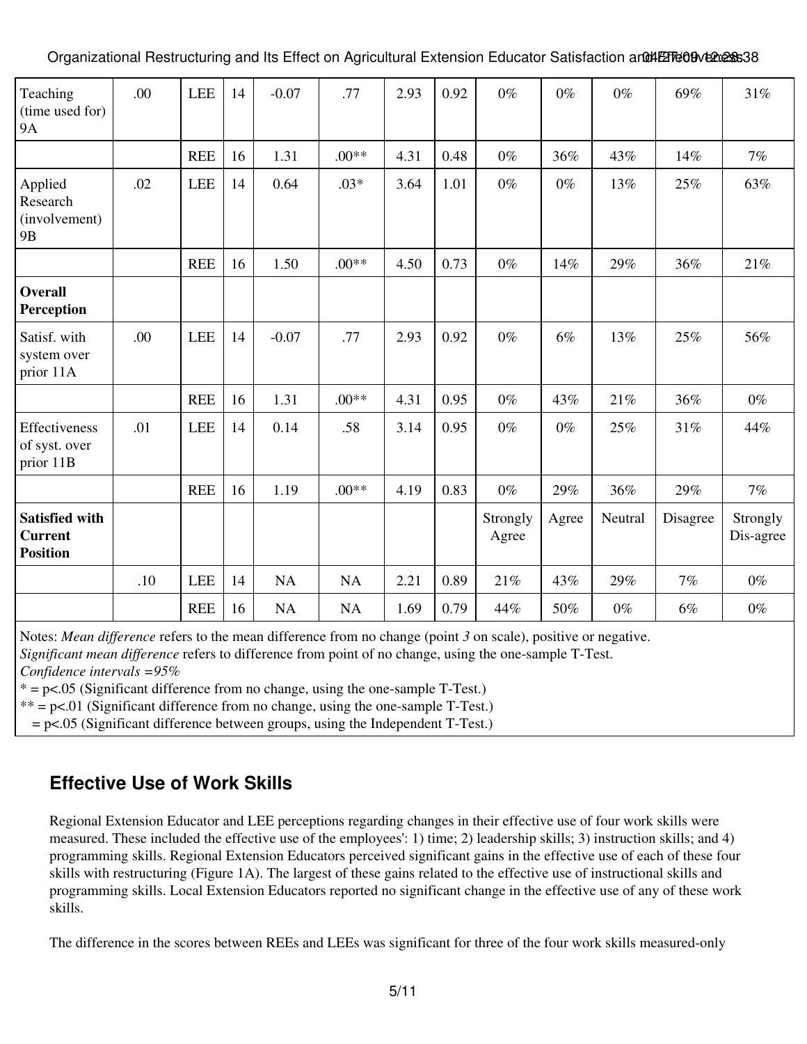| Teaching (time used for) 9A | .00 | LEE | 14 | -0.07 | .77 | 2.93 | 0.92 | 0% | 0% | 0% | 69% | 31% |
|---|---|---|---|---|---|---|---|---|---|---|---|---|
| | | REE | 16 | 1.31 | .00** | 4.31 | 0.48 | 0% | 36% | 43% | 14% | 7% |
| Applied Research (involvement) 9B | .02 | LEE | 14 | 0.64 | .03* | 3.64 | 1.01 | 0% | 0% | 13% | 25% | 63% |
| | | REE | 16 | 1.50 | .00** | 4.50 | 0.73 | 0% | 14% | 29% | 36% | 21% |
| **Overall Perception** | | | | | | | | | | | | |
| Satisf. with system over prior 11A | .00 | LEE | 14 | -0.07 | .77 | 2.93 | 0.92 | 0% | 6% | 13% | 25% | 56% |
| | | REE | 16 | 1.31 | .00** | 4.31 | 0.95 | 0% | 43% | 21% | 36% | 0% |
| Effectiveness of syst. over prior 11B | .01 | LEE | 14 | 0.14 | .58 | 3.14 | 0.95 | 0% | 0% | 25% | 31% | 44% |
| | | REE | 16 | 1.19 | .00** | 4.19 | 0.83 | 0% | 29% | 36% | 29% | 7% |
| **Satisfied with Current Position** | | | | | | | | Strongly Agree | Agree | Neutral | Disagree | Strongly Dis-agree |
| | .10 | LEE | 14 | NA | NA | 2.21 | 0.89 | 21% | 43% | 29% | 7% | 0% |
| | | REE | 16 | NA | NA | 1.69 | 0.79 | 44% | 50% | 0% | 6% | 0% |

Notes: *Mean difference* refers to the mean difference from no change (point *3* on scale), positive or negative.
*Significant mean difference* refers to difference from point of no change, using the one-sample T-Test.
*Confidence intervals =95%*
* = p<.05 (Significant difference from no change, using the one-sample T-Test.)
** = p<.01 (Significant difference from no change, using the one-sample T-Test.)
= p<.05 (Significant difference between groups, using the Independent T-Test.)

## Effective Use of Work Skills

Regional Extension Educator and LEE perceptions regarding changes in their effective use of four work skills were measured. These included the effective use of the employees': 1) time; 2) leadership skills; 3) instruction skills; and 4) programming skills. Regional Extension Educators perceived significant gains in the effective use of each of these four skills with restructuring (Figure 1A). The largest of these gains related to the effective use of instructional skills and programming skills. Local Extension Educators reported no significant change in the effective use of any of these work skills.

The difference in the scores between REEs and LEEs was significant for three of the four work skills measured-only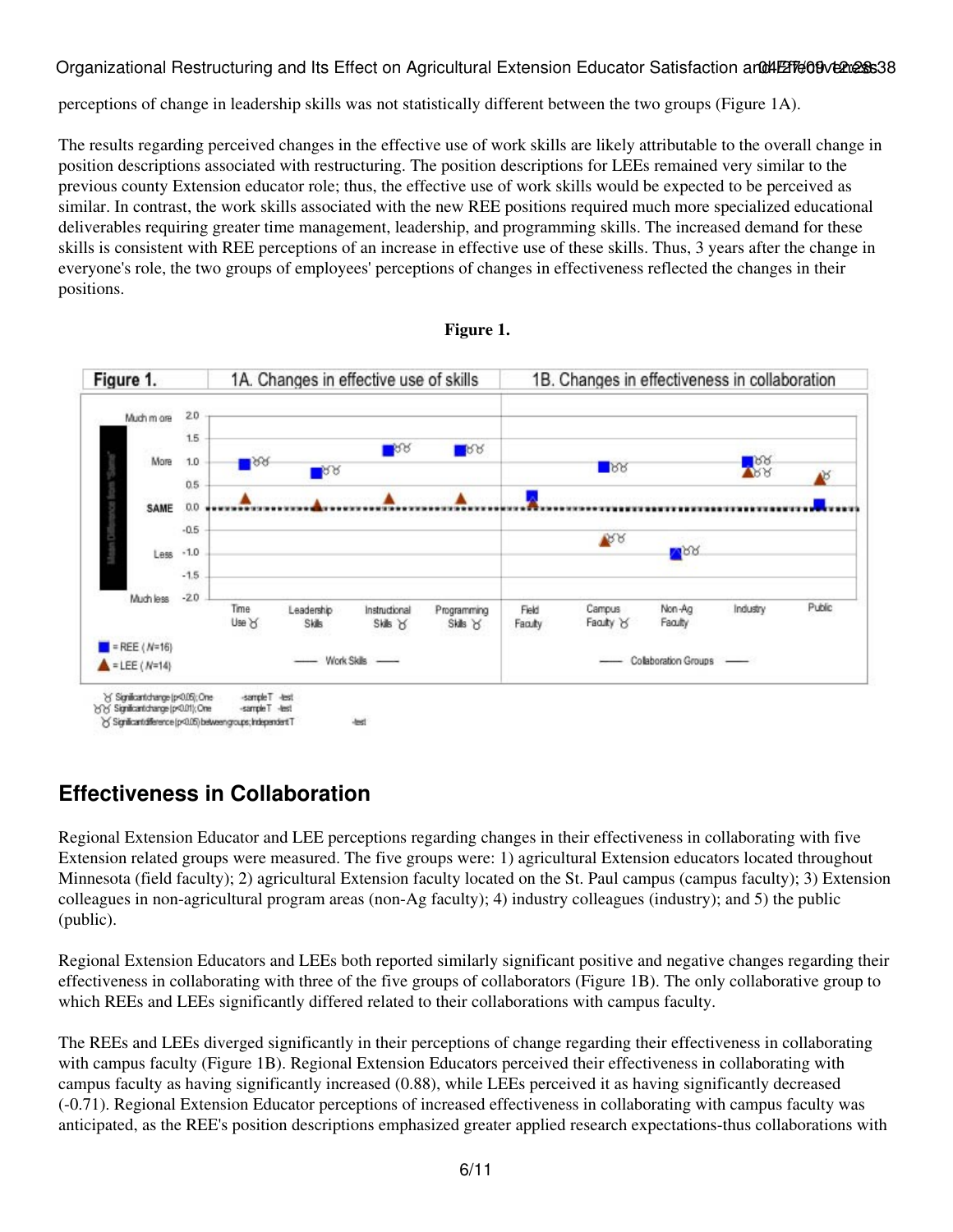perceptions of change in leadership skills was not statistically different between the two groups (Figure 1A).

The results regarding perceived changes in the effective use of work skills are likely attributable to the overall change in position descriptions associated with restructuring. The position descriptions for LEEs remained very similar to the previous county Extension educator role; thus, the effective use of work skills would be expected to be perceived as similar. In contrast, the work skills associated with the new REE positions required much more specialized educational deliverables requiring greater time management, leadership, and programming skills. The increased demand for these skills is consistent with REE perceptions of an increase in effective use of these skills. Thus, 3 years after the change in everyone's role, the two groups of employees' perceptions of changes in effectiveness reflected the changes in their positions.

**Figure 1.**

## Effectiveness in Collaboration

Regional Extension Educator and LEE perceptions regarding changes in their effectiveness in collaborating with five Extension related groups were measured. The five groups were: 1) agricultural Extension educators located throughout Minnesota (field faculty); 2) agricultural Extension faculty located on the St. Paul campus (campus faculty); 3) Extension colleagues in non-agricultural program areas (non-Ag faculty); 4) industry colleagues (industry); and 5) the public (public).

Regional Extension Educators and LEEs both reported similarly significant positive and negative changes regarding their effectiveness in collaborating with three of the five groups of collaborators (Figure 1B). The only collaborative group to which REEs and LEEs significantly differed related to their collaborations with campus faculty.

The REEs and LEEs diverged significantly in their perceptions of change regarding their effectiveness in collaborating with campus faculty (Figure 1B). Regional Extension Educators perceived their effectiveness in collaborating with campus faculty as having significantly increased (0.88), while LEEs perceived it as having significantly decreased (-0.71). Regional Extension Educator perceptions of increased effectiveness in collaborating with campus faculty was anticipated, as the REE's position descriptions emphasized greater applied research expectations-thus collaborations with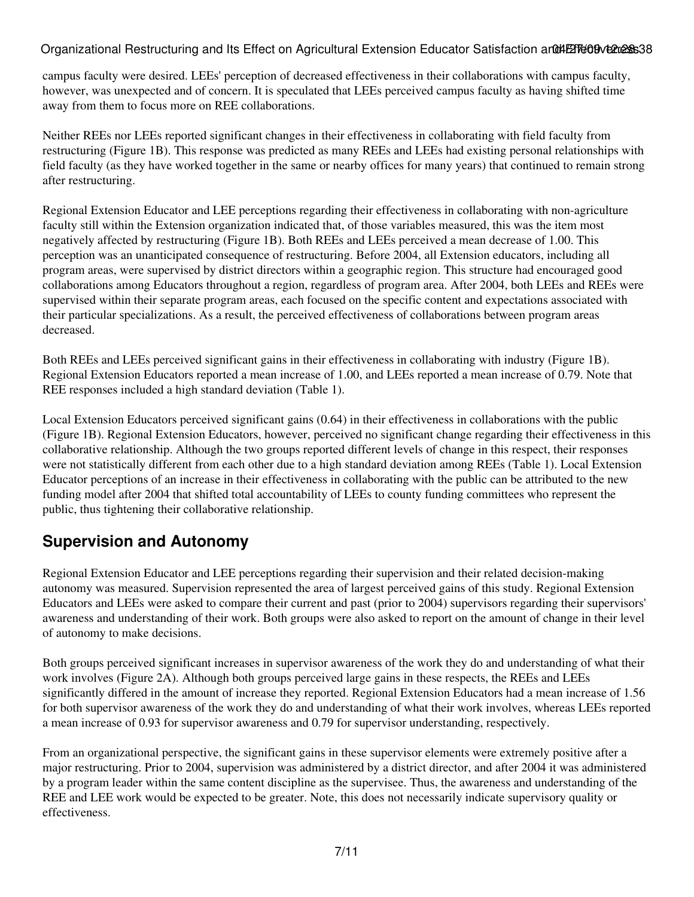campus faculty were desired. LEEs' perception of decreased effectiveness in their collaborations with campus faculty, however, was unexpected and of concern. It is speculated that LEEs perceived campus faculty as having shifted time away from them to focus more on REE collaborations.

Neither REEs nor LEEs reported significant changes in their effectiveness in collaborating with field faculty from restructuring (Figure 1B). This response was predicted as many REEs and LEEs had existing personal relationships with field faculty (as they have worked together in the same or nearby offices for many years) that continued to remain strong after restructuring.

Regional Extension Educator and LEE perceptions regarding their effectiveness in collaborating with non-agriculture faculty still within the Extension organization indicated that, of those variables measured, this was the item most negatively affected by restructuring (Figure 1B). Both REEs and LEEs perceived a mean decrease of 1.00. This perception was an unanticipated consequence of restructuring. Before 2004, all Extension educators, including all program areas, were supervised by district directors within a geographic region. This structure had encouraged good collaborations among Educators throughout a region, regardless of program area. After 2004, both LEEs and REEs were supervised within their separate program areas, each focused on the specific content and expectations associated with their particular specializations. As a result, the perceived effectiveness of collaborations between program areas decreased.

Both REEs and LEEs perceived significant gains in their effectiveness in collaborating with industry (Figure 1B). Regional Extension Educators reported a mean increase of 1.00, and LEEs reported a mean increase of 0.79. Note that REE responses included a high standard deviation (Table 1).

Local Extension Educators perceived significant gains (0.64) in their effectiveness in collaborations with the public (Figure 1B). Regional Extension Educators, however, perceived no significant change regarding their effectiveness in this collaborative relationship. Although the two groups reported different levels of change in this respect, their responses were not statistically different from each other due to a high standard deviation among REEs (Table 1). Local Extension Educator perceptions of an increase in their effectiveness in collaborating with the public can be attributed to the new funding model after 2004 that shifted total accountability of LEEs to county funding committees who represent the public, thus tightening their collaborative relationship.

## Supervision and Autonomy

Regional Extension Educator and LEE perceptions regarding their supervision and their related decision-making autonomy was measured. Supervision represented the area of largest perceived gains of this study. Regional Extension Educators and LEEs were asked to compare their current and past (prior to 2004) supervisors regarding their supervisors' awareness and understanding of their work. Both groups were also asked to report on the amount of change in their level of autonomy to make decisions.

Both groups perceived significant increases in supervisor awareness of the work they do and understanding of what their work involves (Figure 2A). Although both groups perceived large gains in these respects, the REEs and LEEs significantly differed in the amount of increase they reported. Regional Extension Educators had a mean increase of 1.56 for both supervisor awareness of the work they do and understanding of what their work involves, whereas LEEs reported a mean increase of 0.93 for supervisor awareness and 0.79 for supervisor understanding, respectively.

From an organizational perspective, the significant gains in these supervisor elements were extremely positive after a major restructuring. Prior to 2004, supervision was administered by a district director, and after 2004 it was administered by a program leader within the same content discipline as the supervisee. Thus, the awareness and understanding of the REE and LEE work would be expected to be greater. Note, this does not necessarily indicate supervisory quality or effectiveness.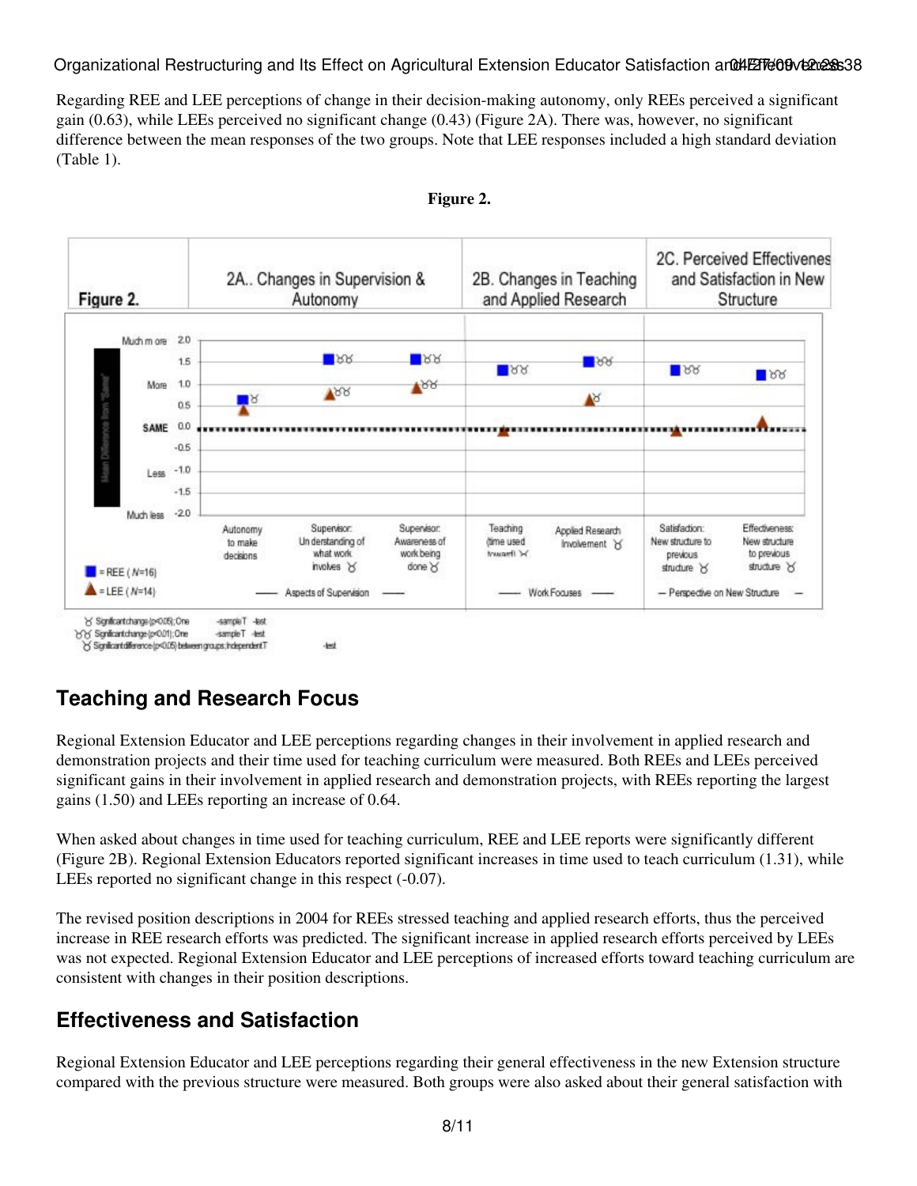Regarding REE and LEE perceptions of change in their decision-making autonomy, only REEs perceived a significant gain (0.63), while LEEs perceived no significant change (0.43) (Figure 2A). There was, however, no significant difference between the mean responses of the two groups. Note that LEE responses included a high standard deviation (Table 1).

**Figure 2.**

## Teaching and Research Focus

Regional Extension Educator and LEE perceptions regarding changes in their involvement in applied research and demonstration projects and their time used for teaching curriculum were measured. Both REEs and LEEs perceived significant gains in their involvement in applied research and demonstration projects, with REEs reporting the largest gains (1.50) and LEEs reporting an increase of 0.64.

When asked about changes in time used for teaching curriculum, REE and LEE reports were significantly different (Figure 2B). Regional Extension Educators reported significant increases in time used to teach curriculum (1.31), while LEEs reported no significant change in this respect (-0.07).

The revised position descriptions in 2004 for REEs stressed teaching and applied research efforts, thus the perceived increase in REE research efforts was predicted. The significant increase in applied research efforts perceived by LEEs was not expected. Regional Extension Educator and LEE perceptions of increased efforts toward teaching curriculum are consistent with changes in their position descriptions.

## Effectiveness and Satisfaction

Regional Extension Educator and LEE perceptions regarding their general effectiveness in the new Extension structure compared with the previous structure were measured. Both groups were also asked about their general satisfaction with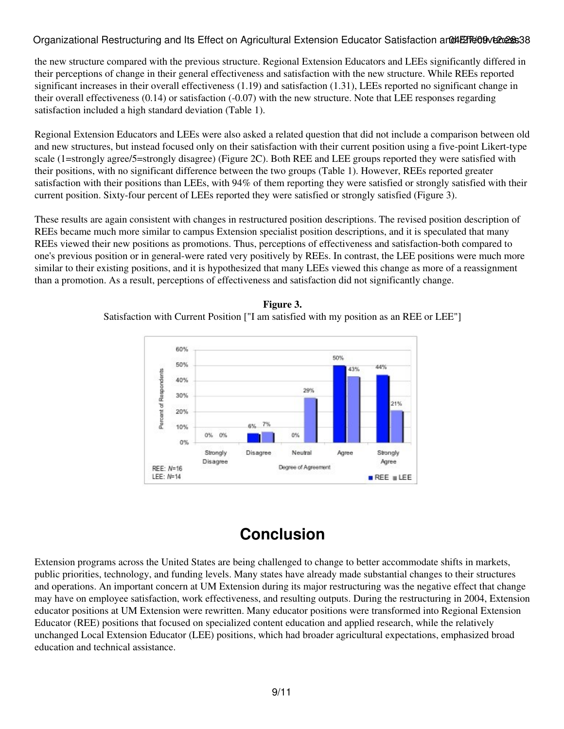the new structure compared with the previous structure. Regional Extension Educators and LEEs significantly differed in their perceptions of change in their general effectiveness and satisfaction with the new structure. While REEs reported significant increases in their overall effectiveness (1.19) and satisfaction (1.31), LEEs reported no significant change in their overall effectiveness (0.14) or satisfaction (-0.07) with the new structure. Note that LEE responses regarding satisfaction included a high standard deviation (Table 1).

Regional Extension Educators and LEEs were also asked a related question that did not include a comparison between old and new structures, but instead focused only on their satisfaction with their current position using a five-point Likert-type scale (1=strongly agree/5=strongly disagree) (Figure 2C). Both REE and LEE groups reported they were satisfied with their positions, with no significant difference between the two groups (Table 1). However, REEs reported greater satisfaction with their positions than LEEs, with 94% of them reporting they were satisfied or strongly satisfied with their current position. Sixty-four percent of LEEs reported they were satisfied or strongly satisfied (Figure 3).

These results are again consistent with changes in restructured position descriptions. The revised position description of REEs became much more similar to campus Extension specialist position descriptions, and it is speculated that many REEs viewed their new positions as promotions. Thus, perceptions of effectiveness and satisfaction-both compared to one's previous position or in general-were rated very positively by REEs. In contrast, the LEE positions were much more similar to their existing positions, and it is hypothesized that many LEEs viewed this change as more of a reassignment than a promotion. As a result, perceptions of effectiveness and satisfaction did not significantly change.

**Figure 3.**
Satisfaction with Current Position ["I am satisfied with my position as an REE or LEE"]

| Degree of Agreement | REE (N=16) | LEE (N=14) |
|---|---|---|
| Strongly Disagree | 0% | 0% |
| Disagree | 6% | 7% |
| Neutral | 0% | 29% |
| Agree | 50% | 43% |
| Strongly Agree | 44% | 21% |

# Conclusion

Extension programs across the United States are being challenged to change to better accommodate shifts in markets, public priorities, technology, and funding levels. Many states have already made substantial changes to their structures and operations. An important concern at UM Extension during its major restructuring was the negative effect that change may have on employee satisfaction, work effectiveness, and resulting outputs. During the restructuring in 2004, Extension educator positions at UM Extension were rewritten. Many educator positions were transformed into Regional Extension Educator (REE) positions that focused on specialized content education and applied research, while the relatively unchanged Local Extension Educator (LEE) positions, which had broader agricultural expectations, emphasized broad education and technical assistance.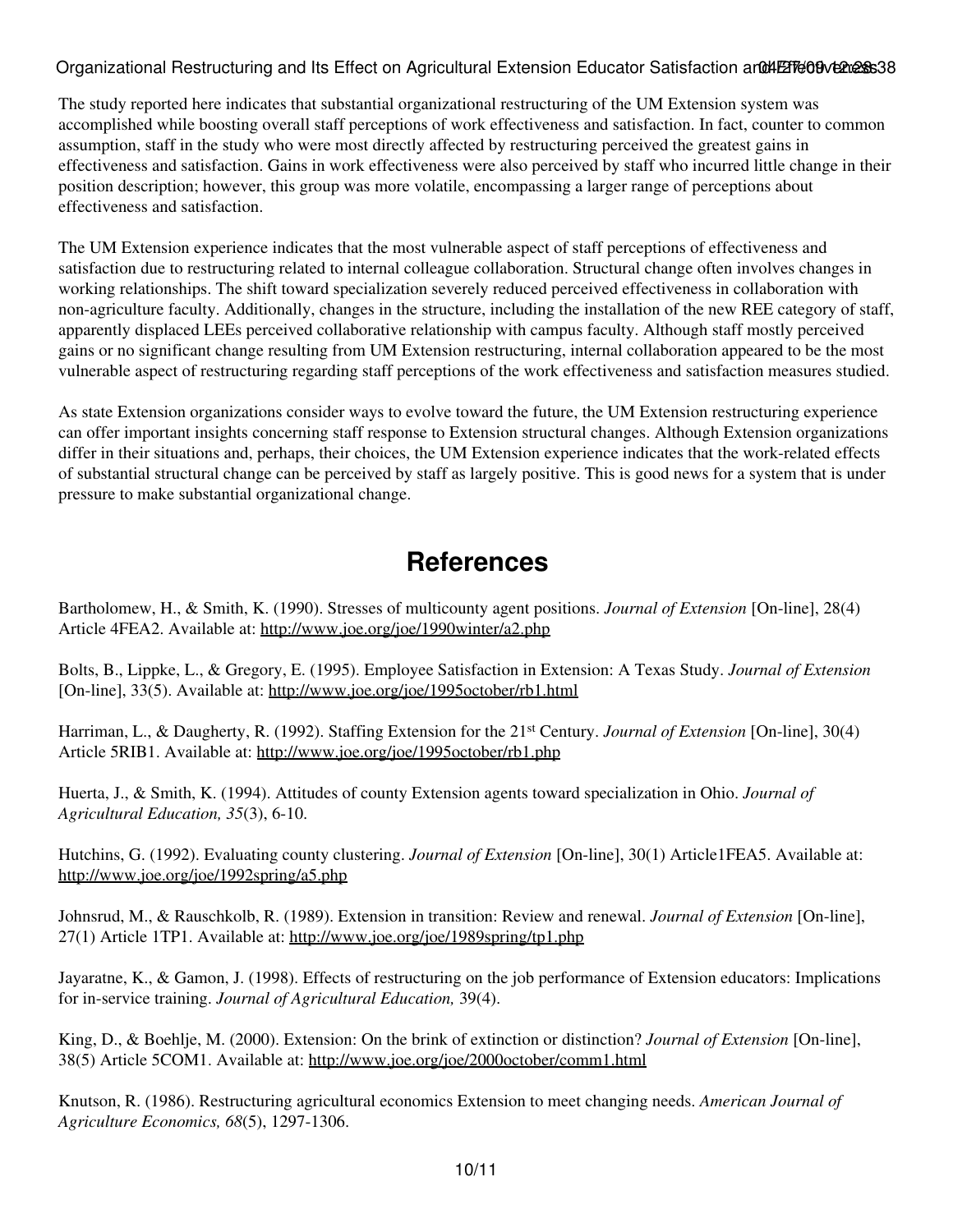The study reported here indicates that substantial organizational restructuring of the UM Extension system was accomplished while boosting overall staff perceptions of work effectiveness and satisfaction. In fact, counter to common assumption, staff in the study who were most directly affected by restructuring perceived the greatest gains in effectiveness and satisfaction. Gains in work effectiveness were also perceived by staff who incurred little change in their position description; however, this group was more volatile, encompassing a larger range of perceptions about effectiveness and satisfaction.

The UM Extension experience indicates that the most vulnerable aspect of staff perceptions of effectiveness and satisfaction due to restructuring related to internal colleague collaboration. Structural change often involves changes in working relationships. The shift toward specialization severely reduced perceived effectiveness in collaboration with non-agriculture faculty. Additionally, changes in the structure, including the installation of the new REE category of staff, apparently displaced LEEs perceived collaborative relationship with campus faculty. Although staff mostly perceived gains or no significant change resulting from UM Extension restructuring, internal collaboration appeared to be the most vulnerable aspect of restructuring regarding staff perceptions of the work effectiveness and satisfaction measures studied.

As state Extension organizations consider ways to evolve toward the future, the UM Extension restructuring experience can offer important insights concerning staff response to Extension structural changes. Although Extension organizations differ in their situations and, perhaps, their choices, the UM Extension experience indicates that the work-related effects of substantial structural change can be perceived by staff as largely positive. This is good news for a system that is under pressure to make substantial organizational change.

# References

Bartholomew, H., & Smith, K. (1990). Stresses of multicounty agent positions. *Journal of Extension* [On-line], 28(4) Article 4FEA2. Available at: http://www.joe.org/joe/1990winter/a2.php

Bolts, B., Lippke, L., & Gregory, E. (1995). Employee Satisfaction in Extension: A Texas Study. *Journal of Extension* [On-line], 33(5). Available at: http://www.joe.org/joe/1995october/rb1.html

Harriman, L., & Daugherty, R. (1992). Staffing Extension for the 21st Century. *Journal of Extension* [On-line], 30(4) Article 5RIB1. Available at: http://www.joe.org/joe/1995october/rb1.php

Huerta, J., & Smith, K. (1994). Attitudes of county Extension agents toward specialization in Ohio. *Journal of Agricultural Education, 35*(3), 6-10.

Hutchins, G. (1992). Evaluating county clustering. *Journal of Extension* [On-line], 30(1) Article1FEA5. Available at: http://www.joe.org/joe/1992spring/a5.php

Johnsrud, M., & Rauschkolb, R. (1989). Extension in transition: Review and renewal. *Journal of Extension* [On-line], 27(1) Article 1TP1. Available at: http://www.joe.org/joe/1989spring/tp1.php

Jayaratne, K., & Gamon, J. (1998). Effects of restructuring on the job performance of Extension educators: Implications for in-service training. *Journal of Agricultural Education,* 39(4).

King, D., & Boehlje, M. (2000). Extension: On the brink of extinction or distinction? *Journal of Extension* [On-line], 38(5) Article 5COM1. Available at: http://www.joe.org/joe/2000october/comm1.html

Knutson, R. (1986). Restructuring agricultural economics Extension to meet changing needs. *American Journal of Agriculture Economics, 68*(5), 1297-1306.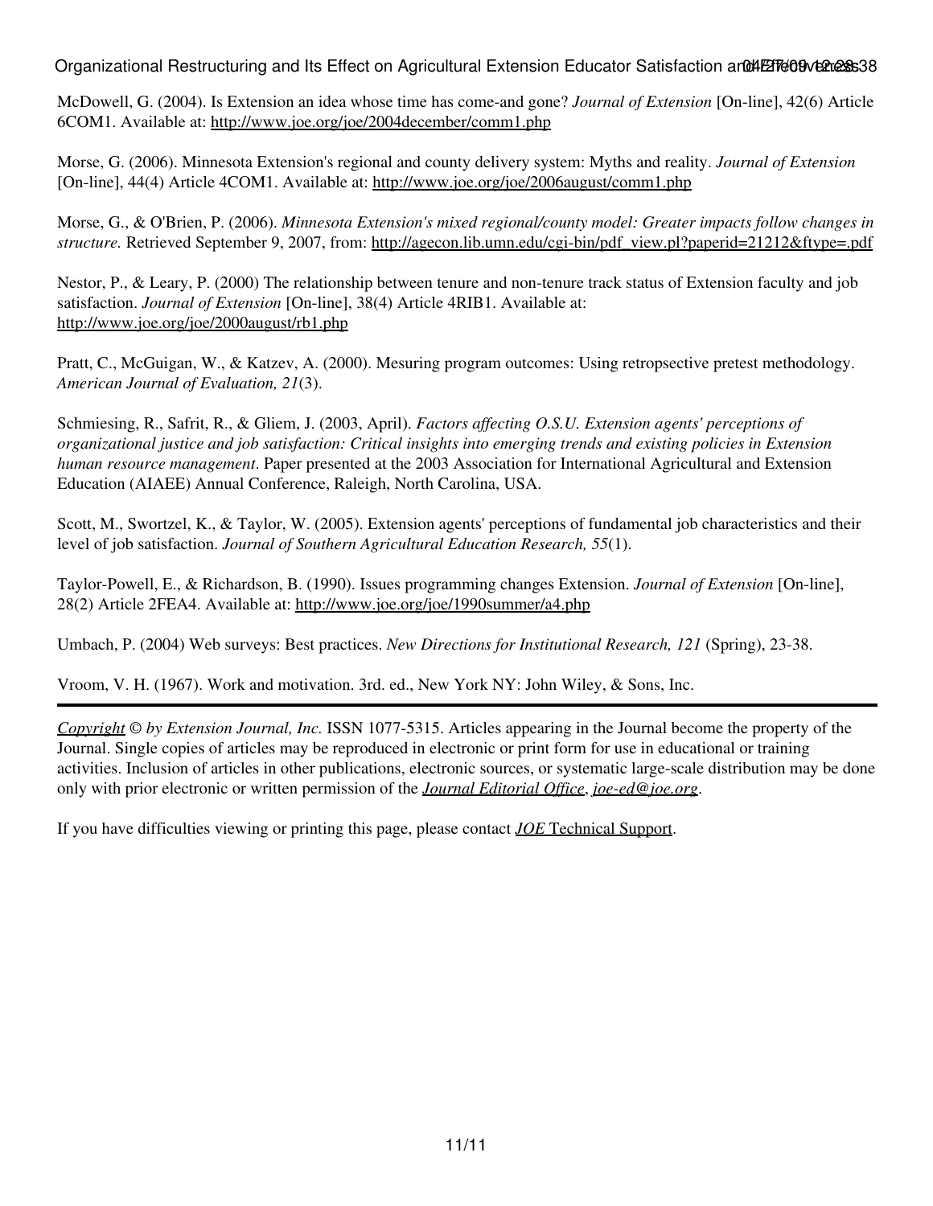McDowell, G. (2004). Is Extension an idea whose time has come-and gone? *Journal of Extension* [On-line], 42(6) Article 6COM1. Available at: http://www.joe.org/joe/2004december/comm1.php

Morse, G. (2006). Minnesota Extension's regional and county delivery system: Myths and reality. *Journal of Extension* [On-line], 44(4) Article 4COM1. Available at: http://www.joe.org/joe/2006august/comm1.php

Morse, G., & O'Brien, P. (2006). *Minnesota Extension's mixed regional/county model: Greater impacts follow changes in structure.* Retrieved September 9, 2007, from: http://agecon.lib.umn.edu/cgi-bin/pdf_view.pl?paperid=21212&ftype=.pdf

Nestor, P., & Leary, P. (2000) The relationship between tenure and non-tenure track status of Extension faculty and job satisfaction. *Journal of Extension* [On-line], 38(4) Article 4RIB1. Available at: http://www.joe.org/joe/2000august/rb1.php

Pratt, C., McGuigan, W., & Katzev, A. (2000). Mesuring program outcomes: Using retropsective pretest methodology. *American Journal of Evaluation, 21*(3).

Schmiesing, R., Safrit, R., & Gliem, J. (2003, April). *Factors affecting O.S.U. Extension agents' perceptions of organizational justice and job satisfaction: Critical insights into emerging trends and existing policies in Extension human resource management*. Paper presented at the 2003 Association for International Agricultural and Extension Education (AIAEE) Annual Conference, Raleigh, North Carolina, USA.

Scott, M., Swortzel, K., & Taylor, W. (2005). Extension agents' perceptions of fundamental job characteristics and their level of job satisfaction. *Journal of Southern Agricultural Education Research, 55*(1).

Taylor-Powell, E., & Richardson, B. (1990). Issues programming changes Extension. *Journal of Extension* [On-line], 28(2) Article 2FEA4. Available at: http://www.joe.org/joe/1990summer/a4.php

Umbach, P. (2004) Web surveys: Best practices. *New Directions for Institutional Research, 121* (Spring), 23-38.

Vroom, V. H. (1967). Work and motivation. 3rd. ed., New York NY: John Wiley, & Sons, Inc.

---

*Copyright © by Extension Journal, Inc.* ISSN 1077-5315. Articles appearing in the Journal become the property of the Journal. Single copies of articles may be reproduced in electronic or print form for use in educational or training activities. Inclusion of articles in other publications, electronic sources, or systematic large-scale distribution may be done only with prior electronic or written permission of the *Journal Editorial Office*, *joe-ed@joe.org*.

If you have difficulties viewing or printing this page, please contact *JOE* Technical Support.